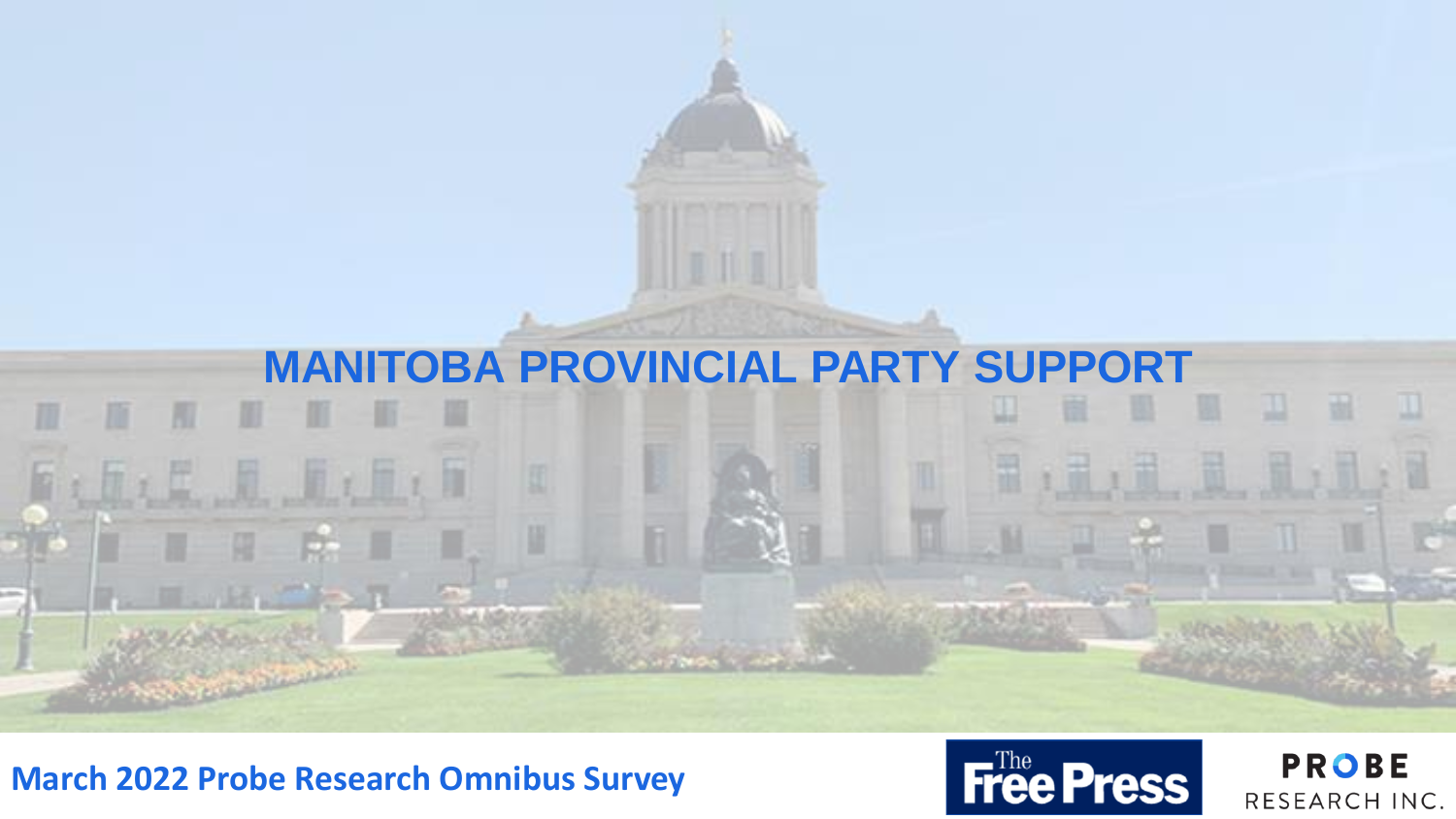# MANITOBA PROVINCIAL PARTY SUPPORT

**March 2022 Probe Research Omnibus Survey**

The Free Press

PROBE RESEARCH INC.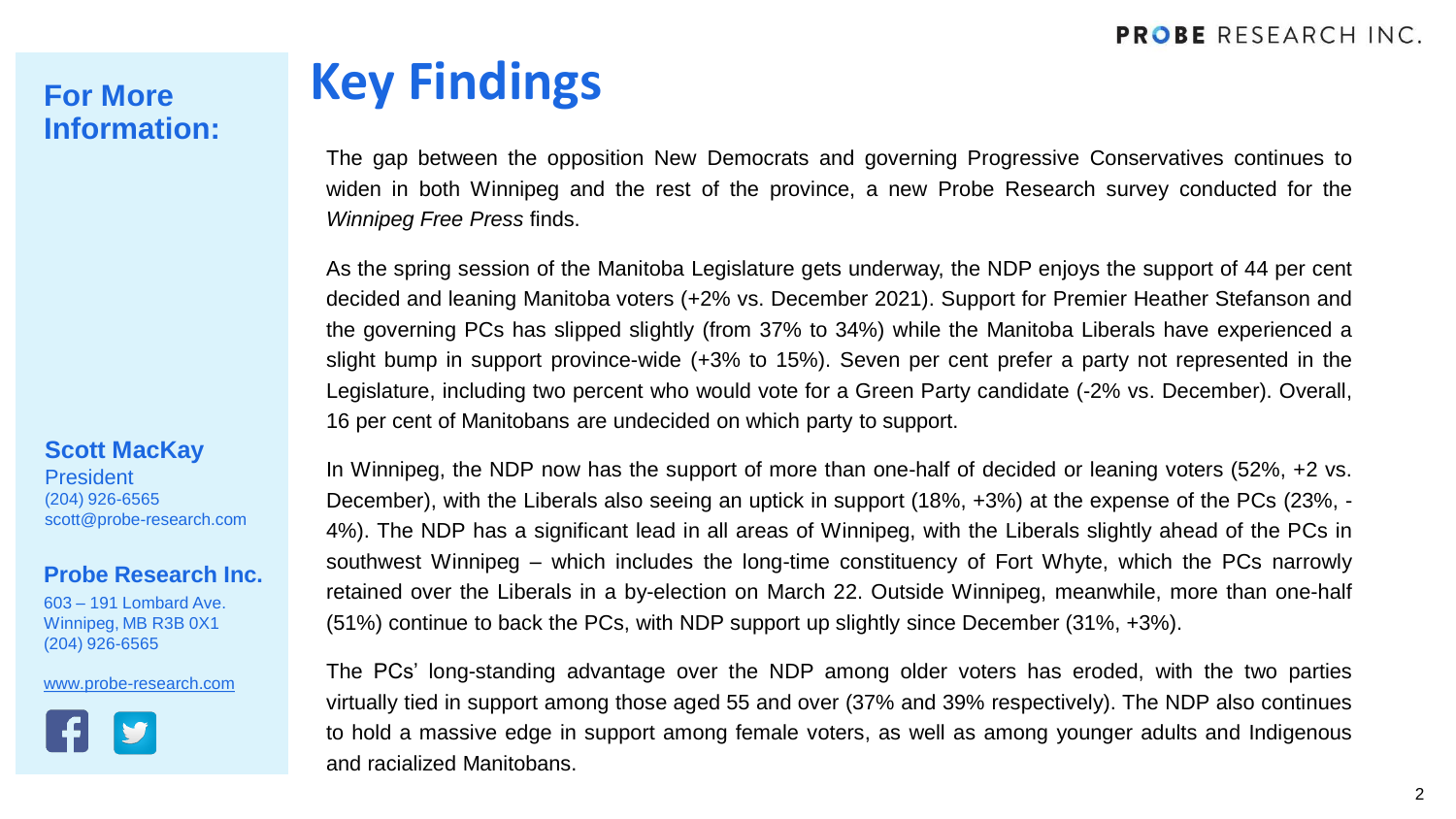# Key Findings

The gap between the opposition New Democrats and governing Progressive Conservatives continues to widen in both Winnipeg and the rest of the province, a new Probe Research survey conducted for the *Winnipeg Free Press* finds.

As the spring session of the Manitoba Legislature gets underway, the NDP enjoys the support of 44 per cent decided and leaning Manitoba voters (+2% vs. December 2021). Support for Premier Heather Stefanson and the governing PCs has slipped slightly (from 37% to 34%) while the Manitoba Liberals have experienced a slight bump in support province-wide (+3% to 15%). Seven per cent prefer a party not represented in the Legislature, including two percent who would vote for a Green Party candidate (-2% vs. December). Overall, 16 per cent of Manitobans are undecided on which party to support.

In Winnipeg, the NDP now has the support of more than one-half of decided or leaning voters (52%, +2 vs. December), with the Liberals also seeing an uptick in support (18%, +3%) at the expense of the PCs (23%, -4%). The NDP has a significant lead in all areas of Winnipeg, with the Liberals slightly ahead of the PCs in southwest Winnipeg – which includes the long-time constituency of Fort Whyte, which the PCs narrowly retained over the Liberals in a by-election on March 22. Outside Winnipeg, meanwhile, more than one-half (51%) continue to back the PCs, with NDP support up slightly since December (31%, +3%).

The PCs' long-standing advantage over the NDP among older voters has eroded, with the two parties virtually tied in support among those aged 55 and over (37% and 39% respectively). The NDP also continues to hold a massive edge in support among female voters, as well as among younger adults and Indigenous and racialized Manitobans.

## For More Information:

**Scott MacKay**
President
(204) 926-6565
scott@probe-research.com

**Probe Research Inc.**
603 – 191 Lombard Ave.
Winnipeg, MB R3B 0X1
(204) 926-6565

www.probe-research.com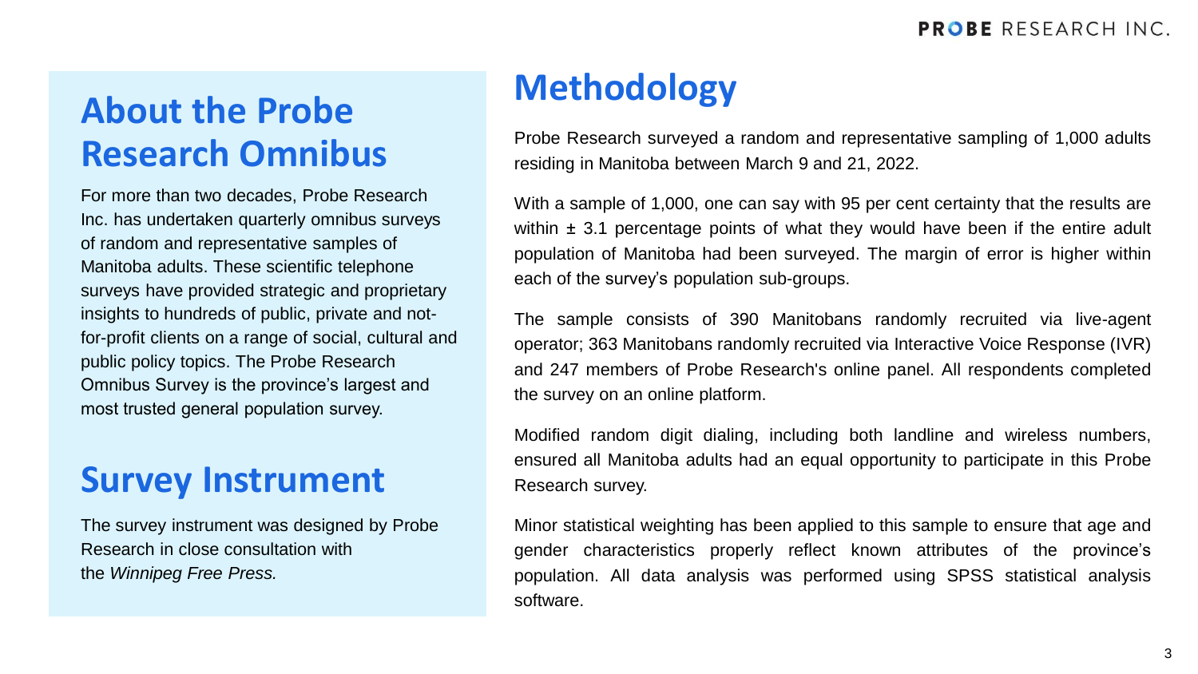## About the Probe Research Omnibus

For more than two decades, Probe Research Inc. has undertaken quarterly omnibus surveys of random and representative samples of Manitoba adults. These scientific telephone surveys have provided strategic and proprietary insights to hundreds of public, private and not-for-profit clients on a range of social, cultural and public policy topics. The Probe Research Omnibus Survey is the province's largest and most trusted general population survey.

## Survey Instrument

The survey instrument was designed by Probe Research in close consultation with the *Winnipeg Free Press.*

# Methodology

Probe Research surveyed a random and representative sampling of 1,000 adults residing in Manitoba between March 9 and 21, 2022.

With a sample of 1,000, one can say with 95 per cent certainty that the results are within ± 3.1 percentage points of what they would have been if the entire adult population of Manitoba had been surveyed. The margin of error is higher within each of the survey's population sub-groups.

The sample consists of 390 Manitobans randomly recruited via live-agent operator; 363 Manitobans randomly recruited via Interactive Voice Response (IVR) and 247 members of Probe Research's online panel. All respondents completed the survey on an online platform.

Modified random digit dialing, including both landline and wireless numbers, ensured all Manitoba adults had an equal opportunity to participate in this Probe Research survey.

Minor statistical weighting has been applied to this sample to ensure that age and gender characteristics properly reflect known attributes of the province's population. All data analysis was performed using SPSS statistical analysis software.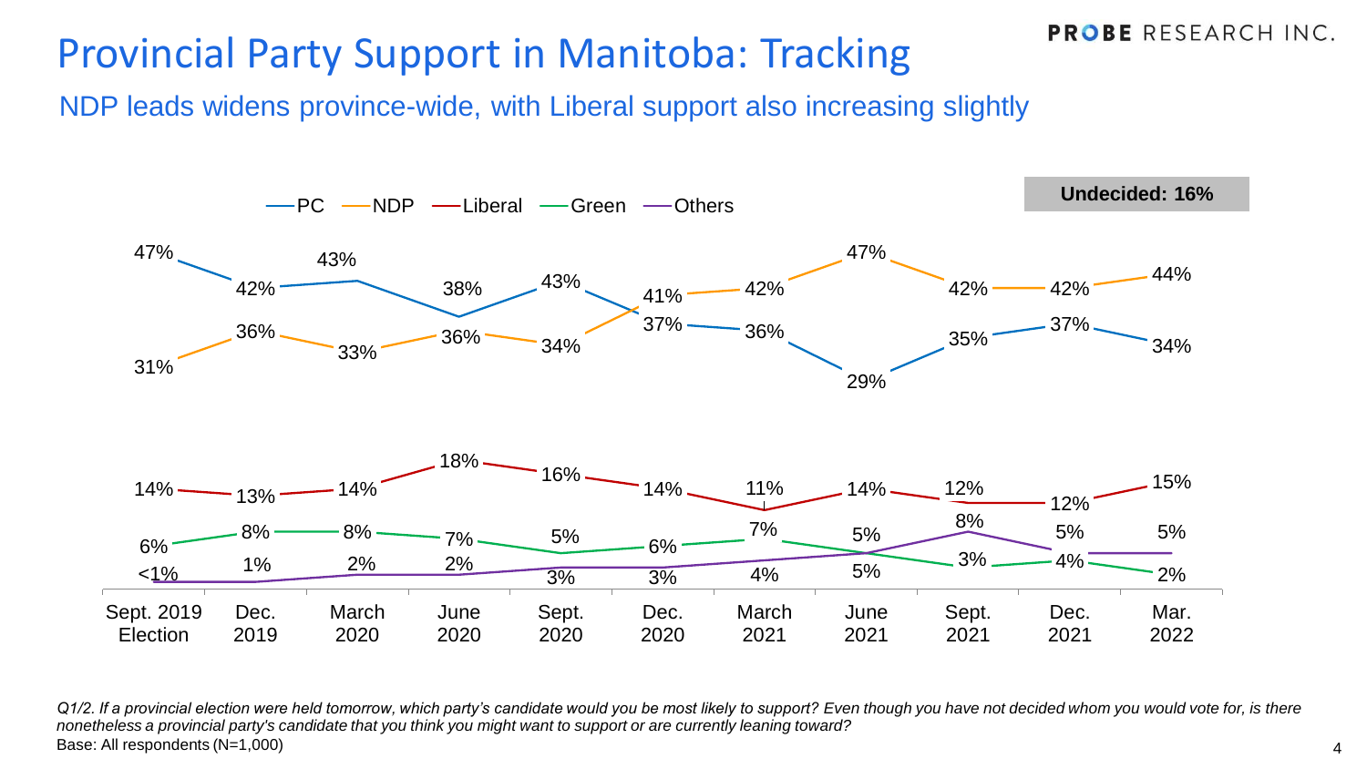# Provincial Party Support in Manitoba: Tracking

## NDP leads widens province-wide, with Liberal support also increasing slightly

**Undecided: 16%**

| | Sept. 2019 Election | Dec. 2019 | March 2020 | June 2020 | Sept. 2020 | Dec. 2020 | March 2021 | June 2021 | Sept. 2021 | Dec. 2021 | Mar. 2022 |
|---|---|---|---|---|---|---|---|---|---|---|---|
| PC | 47% | 42% | 43% | 38% | 43% | 37% | 36% | 29% | 35% | 37% | 34% |
| NDP | 31% | 36% | 33% | 36% | 34% | 41% | 42% | 47% | 42% | 42% | 44% |
| Liberal | 14% | 13% | 14% | 18% | 16% | 14% | 11% | 14% | 12% | 12% | 15% |
| Green | 6% | 8% | 8% | 7% | 5% | 6% | 7% | 5% | 3% | 4% | 2% |
| Others | <1% | 1% | 2% | 2% | 3% | 3% | 4% | 5% | 8% | 5% | 5% |

*Q1/2. If a provincial election were held tomorrow, which party's candidate would you be most likely to support? Even though you have not decided whom you would vote for, is there nonetheless a provincial party's candidate that you think you might want to support or are currently leaning toward?*

Base: All respondents (N=1,000)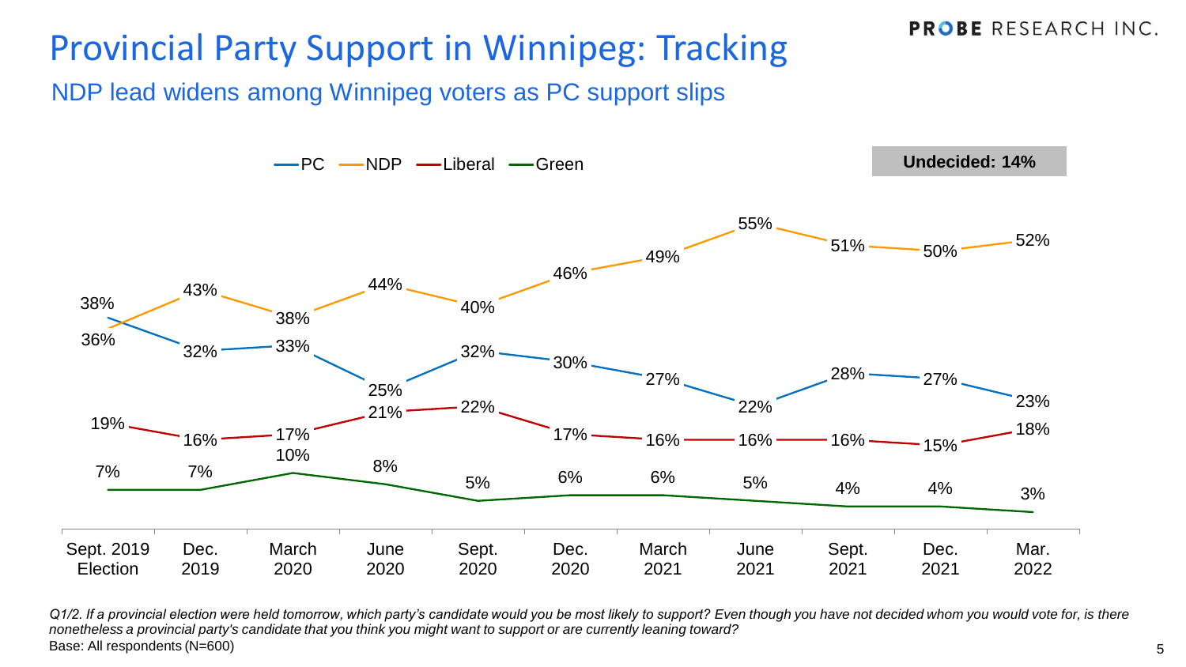# Provincial Party Support in Winnipeg: Tracking

## NDP lead widens among Winnipeg voters as PC support slips

**Undecided: 14%**

| | Sept. 2019 Election | Dec. 2019 | March 2020 | June 2020 | Sept. 2020 | Dec. 2020 | March 2021 | June 2021 | Sept. 2021 | Dec. 2021 | Mar. 2022 |
|---|---|---|---|---|---|---|---|---|---|---|---|
| PC | 38% | 32% | 33% | 25% | 32% | 30% | 27% | 22% | 28% | 27% | 23% |
| NDP | 36% | 43% | 38% | 44% | 40% | 46% | 49% | 55% | 51% | 50% | 52% |
| Liberal | 19% | 16% | 17% | 21% | 22% | 17% | 16% | 16% | 16% | 15% | 18% |
| Green | 7% | 7% | 10% | 8% | 5% | 6% | 6% | 5% | 4% | 4% | 3% |

*Q1/2. If a provincial election were held tomorrow, which party's candidate would you be most likely to support? Even though you have not decided whom you would vote for, is there nonetheless a provincial party's candidate that you think you might want to support or are currently leaning toward?*

Base: All respondents (N=600)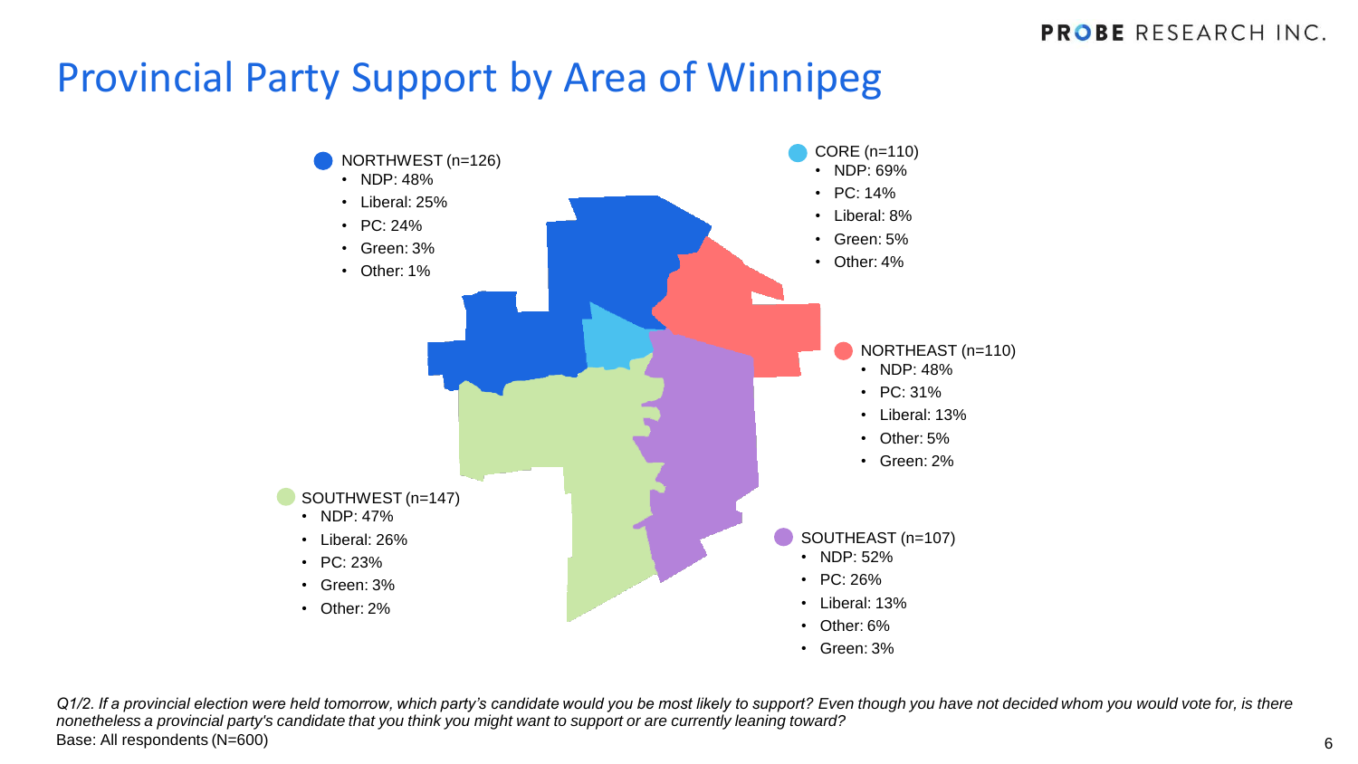# Provincial Party Support by Area of Winnipeg

**NORTHWEST (n=126)**
- NDP: 48%
- Liberal: 25%
- PC: 24%
- Green: 3%
- Other: 1%

**CORE (n=110)**
- NDP: 69%
- PC: 14%
- Liberal: 8%
- Green: 5%
- Other: 4%

**NORTHEAST (n=110)**
- NDP: 48%
- PC: 31%
- Liberal: 13%
- Other: 5%
- Green: 2%

**SOUTHWEST (n=147)**
- NDP: 47%
- Liberal: 26%
- PC: 23%
- Green: 3%
- Other: 2%

**SOUTHEAST (n=107)**
- NDP: 52%
- PC: 26%
- Liberal: 13%
- Other: 6%
- Green: 3%

*Q1/2. If a provincial election were held tomorrow, which party's candidate would you be most likely to support? Even though you have not decided whom you would vote for, is there nonetheless a provincial party's candidate that you think you might want to support or are currently leaning toward?*

Base: All respondents (N=600)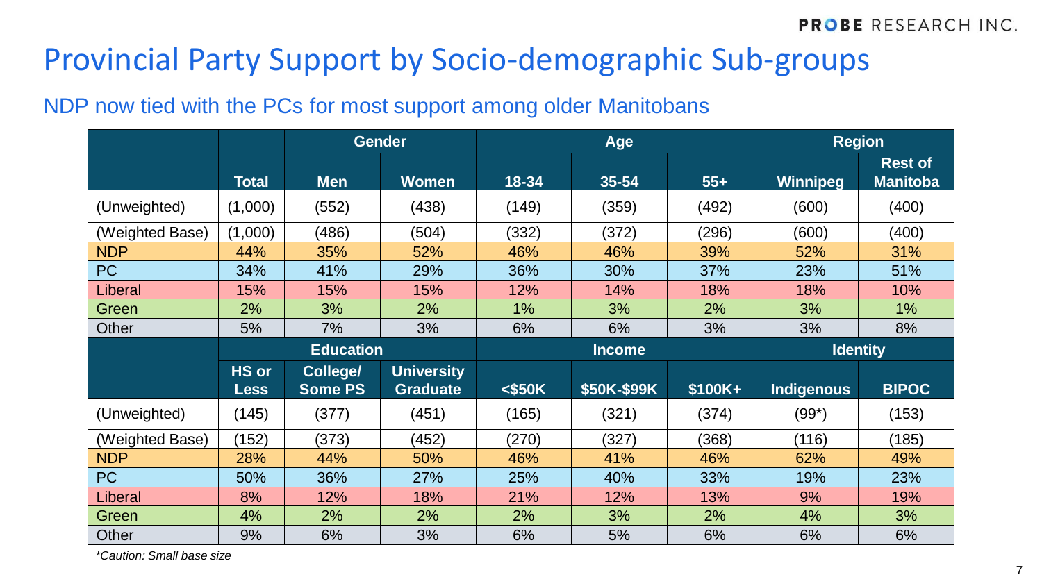PROBE RESEARCH INC.

# Provincial Party Support by Socio-demographic Sub-groups

## NDP now tied with the PCs for most support among older Manitobans

| | | Gender | | Age | | | Region | |
|---|---|---|---|---|---|---|---|---|
| | Total | Men | Women | 18-34 | 35-54 | 55+ | Winnipeg | Rest of Manitoba |
| (Unweighted) | (1,000) | (552) | (438) | (149) | (359) | (492) | (600) | (400) |
| (Weighted Base) | (1,000) | (486) | (504) | (332) | (372) | (296) | (600) | (400) |
| NDP | 44% | 35% | 52% | 46% | 46% | 39% | 52% | 31% |
| PC | 34% | 41% | 29% | 36% | 30% | 37% | 23% | 51% |
| Liberal | 15% | 15% | 15% | 12% | 14% | 18% | 18% | 10% |
| Green | 2% | 3% | 2% | 1% | 3% | 2% | 3% | 1% |
| Other | 5% | 7% | 3% | 6% | 6% | 3% | 3% | 8% |
| | Education | | | Income | | | Identity | |
| | HS or Less | College/ Some PS | University Graduate | <$50K | $50K-$99K | $100K+ | Indigenous | BIPOC |
| (Unweighted) | (145) | (377) | (451) | (165) | (321) | (374) | (99*) | (153) |
| (Weighted Base) | (152) | (373) | (452) | (270) | (327) | (368) | (116) | (185) |
| NDP | 28% | 44% | 50% | 46% | 41% | 46% | 62% | 49% |
| PC | 50% | 36% | 27% | 25% | 40% | 33% | 19% | 23% |
| Liberal | 8% | 12% | 18% | 21% | 12% | 13% | 9% | 19% |
| Green | 4% | 2% | 2% | 2% | 3% | 2% | 4% | 3% |
| Other | 9% | 6% | 3% | 6% | 5% | 6% | 6% | 6% |

*\*Caution: Small base size*